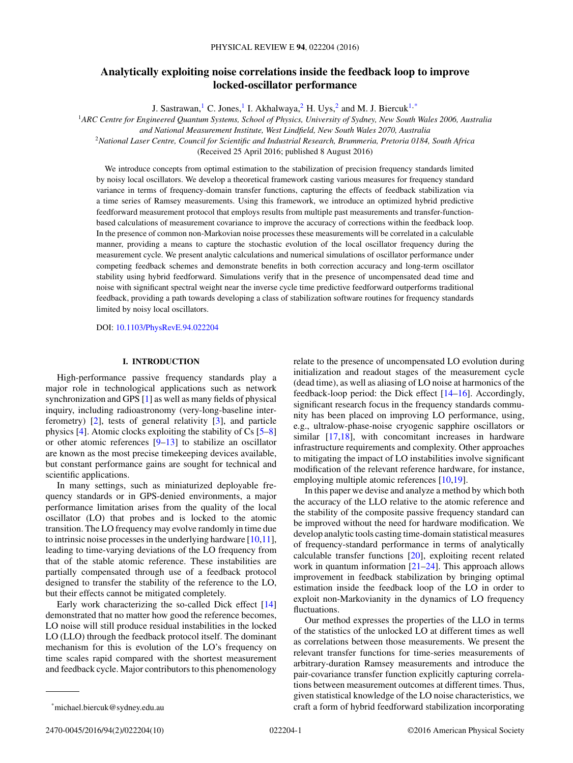# Analytically exploiting noise correlations inside the feedback loop to improve locked-oscillator performance

J. Sastrawan,[1] C. Jones,[1] I. Akhalwaya,[2] H. Uys,[2] and M. J. Biercuk[1,*]

[1]ARC Centre for Engineered Quantum Systems, School of Physics, University of Sydney, New South Wales 2006, Australia and National Measurement Institute, West Lindfield, New South Wales 2070, Australia

[2]National Laser Centre, Council for Scientific and Industrial Research, Brummeria, Pretoria 0184, South Africa

(Received 25 April 2016; published 8 August 2016)

We introduce concepts from optimal estimation to the stabilization of precision frequency standards limited by noisy local oscillators. We develop a theoretical framework casting various measures for frequency standard variance in terms of frequency-domain transfer functions, capturing the effects of feedback stabilization via a time series of Ramsey measurements. Using this framework, we introduce an optimized hybrid predictive feedforward measurement protocol that employs results from multiple past measurements and transfer-function-based calculations of measurement covariance to improve the accuracy of corrections within the feedback loop. In the presence of common non-Markovian noise processes these measurements will be correlated in a calculable manner, providing a means to capture the stochastic evolution of the local oscillator frequency during the measurement cycle. We present analytic calculations and numerical simulations of oscillator performance under competing feedback schemes and demonstrate benefits in both correction accuracy and long-term oscillator stability using hybrid feedforward. Simulations verify that in the presence of uncompensated dead time and noise with significant spectral weight near the inverse cycle time predictive feedforward outperforms traditional feedback, providing a path towards developing a class of stabilization software routines for frequency standards limited by noisy local oscillators.

DOI: 10.1103/PhysRevE.94.022204

## I. INTRODUCTION

High-performance passive frequency standards play a major role in technological applications such as network synchronization and GPS [1] as well as many fields of physical inquiry, including radioastronomy (very-long-baseline interferometry) [2], tests of general relativity [3], and particle physics [4]. Atomic clocks exploiting the stability of Cs [5–8] or other atomic references [9–13] to stabilize an oscillator are known as the most precise timekeeping devices available, but constant performance gains are sought for technical and scientific applications.

In many settings, such as miniaturized deployable frequency standards or in GPS-denied environments, a major performance limitation arises from the quality of the local oscillator (LO) that probes and is locked to the atomic transition. The LO frequency may evolve randomly in time due to intrinsic noise processes in the underlying hardware [10,11], leading to time-varying deviations of the LO frequency from that of the stable atomic reference. These instabilities are partially compensated through use of a feedback protocol designed to transfer the stability of the reference to the LO, but their effects cannot be mitigated completely.

Early work characterizing the so-called Dick effect [14] demonstrated that no matter how good the reference becomes, LO noise will still produce residual instabilities in the locked LO (LLO) through the feedback protocol itself. The dominant mechanism for this is evolution of the LO's frequency on time scales rapid compared with the shortest measurement and feedback cycle. Major contributors to this phenomenology relate to the presence of uncompensated LO evolution during initialization and readout stages of the measurement cycle (dead time), as well as aliasing of LO noise at harmonics of the feedback-loop period: the Dick effect [14–16]. Accordingly, significant research focus in the frequency standards community has been placed on improving LO performance, using, e.g., ultralow-phase-noise cryogenic sapphire oscillators or similar [17,18], with concomitant increases in hardware infrastructure requirements and complexity. Other approaches to mitigating the impact of LO instabilities involve significant modification of the relevant reference hardware, for instance, employing multiple atomic references [10,19].

In this paper we devise and analyze a method by which both the accuracy of the LLO relative to the atomic reference and the stability of the composite passive frequency standard can be improved without the need for hardware modification. We develop analytic tools casting time-domain statistical measures of frequency-standard performance in terms of analytically calculable transfer functions [20], exploiting recent related work in quantum information [21–24]. This approach allows improvement in feedback stabilization by bringing optimal estimation inside the feedback loop of the LO in order to exploit non-Markovianity in the dynamics of LO frequency fluctuations.

Our method expresses the properties of the LLO in terms of the statistics of the unlocked LO at different times as well as correlations between those measurements. We present the relevant transfer functions for time-series measurements of arbitrary-duration Ramsey measurements and introduce the pair-covariance transfer function explicitly capturing correlations between measurement outcomes at different times. Thus, given statistical knowledge of the LO noise characteristics, we craft a form of hybrid feedforward stabilization incorporating

*michael.biercuk@sydney.edu.au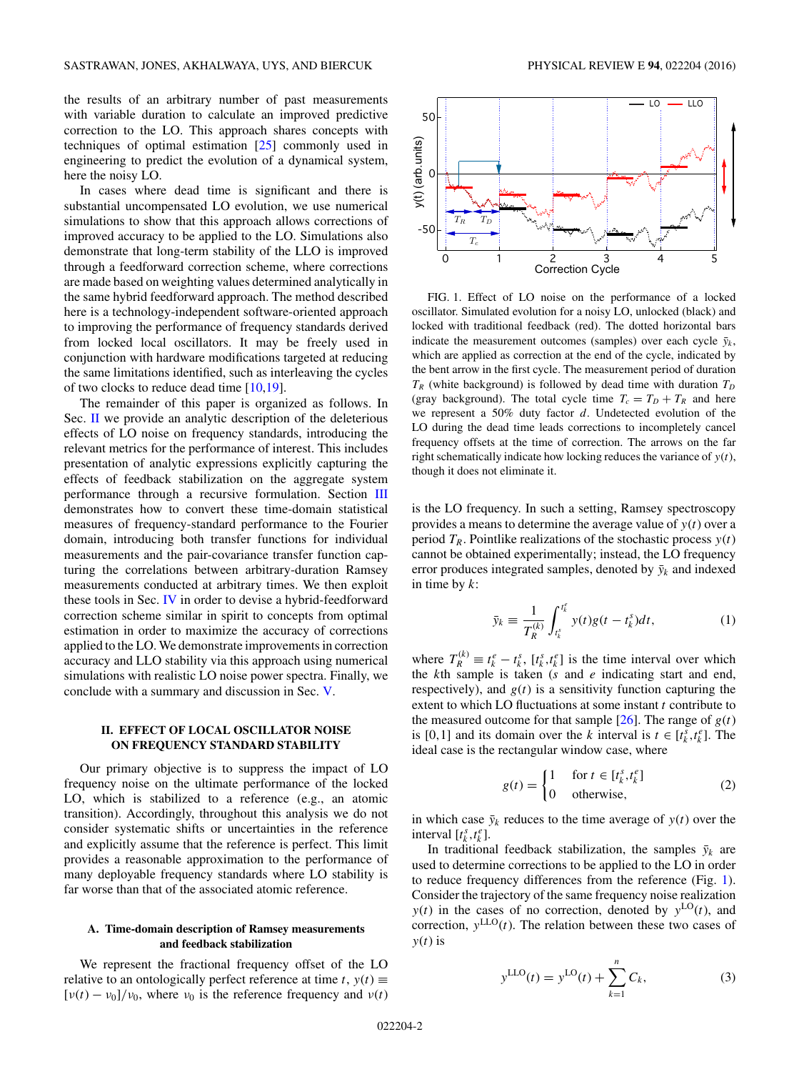the results of an arbitrary number of past measurements with variable duration to calculate an improved predictive correction to the LO. This approach shares concepts with techniques of optimal estimation [25] commonly used in engineering to predict the evolution of a dynamical system, here the noisy LO.

In cases where dead time is significant and there is substantial uncompensated LO evolution, we use numerical simulations to show that this approach allows corrections of improved accuracy to be applied to the LO. Simulations also demonstrate that long-term stability of the LLO is improved through a feedforward correction scheme, where corrections are made based on weighting values determined analytically in the same hybrid feedforward approach. The method described here is a technology-independent software-oriented approach to improving the performance of frequency standards derived from locked local oscillators. It may be freely used in conjunction with hardware modifications targeted at reducing the same limitations identified, such as interleaving the cycles of two clocks to reduce dead time [10,19].

The remainder of this paper is organized as follows. In Sec. II we provide an analytic description of the deleterious effects of LO noise on frequency standards, introducing the relevant metrics for the performance of interest. This includes presentation of analytic expressions explicitly capturing the effects of feedback stabilization on the aggregate system performance through a recursive formulation. Section III demonstrates how to convert these time-domain statistical measures of frequency-standard performance to the Fourier domain, introducing both transfer functions for individual measurements and the pair-covariance transfer function capturing the correlations between arbitrary-duration Ramsey measurements conducted at arbitrary times. We then exploit these tools in Sec. IV in order to devise a hybrid-feedforward correction scheme similar in spirit to concepts from optimal estimation in order to maximize the accuracy of corrections applied to the LO. We demonstrate improvements in correction accuracy and LLO stability via this approach using numerical simulations with realistic LO noise power spectra. Finally, we conclude with a summary and discussion in Sec. V.

## II. EFFECT OF LOCAL OSCILLATOR NOISE ON FREQUENCY STANDARD STABILITY

Our primary objective is to suppress the impact of LO frequency noise on the ultimate performance of the locked LO, which is stabilized to a reference (e.g., an atomic transition). Accordingly, throughout this analysis we do not consider systematic shifts or uncertainties in the reference and explicitly assume that the reference is perfect. This limit provides a reasonable approximation to the performance of many deployable frequency standards where LO stability is far worse than that of the associated atomic reference.

### A. Time-domain description of Ramsey measurements and feedback stabilization

We represent the fractional frequency offset of the LO relative to an ontologically perfect reference at time $t$, $y(t) \equiv [\nu(t) - \nu_0]/\nu_0$, where $\nu_0$ is the reference frequency and $\nu(t)$

LO
LLO
50
0
-50
y(t) (arb.units)
$T_R$
$T_D$
$T_c$
0
1
2
3
4
5
Correction Cycle

FIG. 1. Effect of LO noise on the performance of a locked oscillator. Simulated evolution for a noisy LO, unlocked (black) and locked with traditional feedback (red). The dotted horizontal bars indicate the measurement outcomes (samples) over each cycle $\bar{y}_k$, which are applied as correction at the end of the cycle, indicated by the bent arrow in the first cycle. The measurement period of duration $T_R$ (white background) is followed by dead time with duration $T_D$ (gray background). The total cycle time $T_c = T_D + T_R$ and here we represent a 50% duty factor $d$. Undetected evolution of the LO during the dead time leads corrections to incompletely cancel frequency offsets at the time of correction. The arrows on the far right schematically indicate how locking reduces the variance of $y(t)$, though it does not eliminate it.

is the LO frequency. In such a setting, Ramsey spectroscopy provides a means to determine the average value of $y(t)$ over a period $T_R$. Pointlike realizations of the stochastic process $y(t)$ cannot be obtained experimentally; instead, the LO frequency error produces integrated samples, denoted by $\bar{y}_k$ and indexed in time by $k$:

$$\bar{y}_k \equiv \frac{1}{T_R^{(k)}} \int_{t_k^s}^{t_k^e} y(t) g(t - t_k^s) dt, \tag{1}$$

where $T_R^{(k)} \equiv t_k^e - t_k^s$, $[t_k^s, t_k^e]$ is the time interval over which the $k$th sample is taken ($s$ and $e$ indicating start and end, respectively), and $g(t)$ is a sensitivity function capturing the extent to which LO fluctuations at some instant $t$ contribute to the measured outcome for that sample [26]. The range of $g(t)$ is $[0,1]$ and its domain over the $k$ interval is $t \in [t_k^s, t_k^e]$. The ideal case is the rectangular window case, where

$$g(t) = \begin{cases} 1 & \text{for } t \in [t_k^s, t_k^e] \\ 0 & \text{otherwise,} \end{cases} \tag{2}$$

in which case $\bar{y}_k$ reduces to the time average of $y(t)$ over the interval $[t_k^s, t_k^e]$.

In traditional feedback stabilization, the samples $\bar{y}_k$ are used to determine corrections to be applied to the LO in order to reduce frequency differences from the reference (Fig. 1). Consider the trajectory of the same frequency noise realization $y(t)$ in the cases of no correction, denoted by $y^{\rm LO}(t)$, and correction, $y^{\rm LLO}(t)$. The relation between these two cases of $y(t)$ is

$$y^{\rm LLO}(t) = y^{\rm LO}(t) + \sum_{k=1}^{n} C_k, \tag{3}$$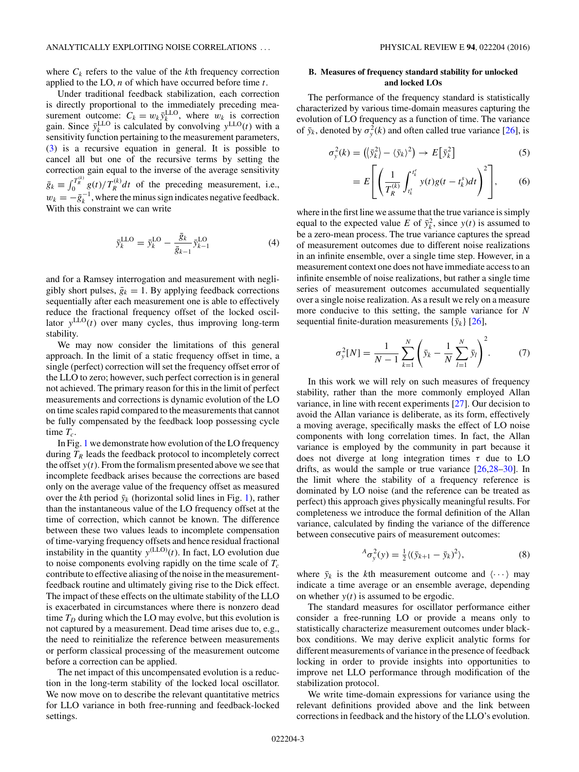where $C_k$ refers to the value of the $k$th frequency correction applied to the LO, $n$ of which have occurred before time $t$.

Under traditional feedback stabilization, each correction is directly proportional to the immediately preceding measurement outcome: $C_k = w_k \bar{y}_k^{\text{LLO}}$, where $w_k$ is correction gain. Since $\bar{y}_k^{\text{LLO}}$ is calculated by convolving $y^{\text{LLO}}(t)$ with a sensitivity function pertaining to the measurement parameters, (3) is a recursive equation in general. It is possible to cancel all but one of the recursive terms by setting the correction gain equal to the inverse of the average sensitivity $\bar{g}_k \equiv \int_0^{T_R^{(k)}} g(t)/T_R^{(k)} dt$ of the preceding measurement, i.e., $w_k = -\bar{g}_k^{-1}$, where the minus sign indicates negative feedback. With this constraint we can write

$$\bar{y}_k^{\text{LLO}} = \bar{y}_k^{\text{LO}} - \frac{\bar{g}_k}{\bar{g}_{k-1}} \bar{y}_{k-1}^{\text{LO}} \tag{4}$$

and for a Ramsey interrogation and measurement with negligibly short pulses, $\bar{g}_k = 1$. By applying feedback corrections sequentially after each measurement one is able to effectively reduce the fractional frequency offset of the locked oscillator $y^{\text{LLO}}(t)$ over many cycles, thus improving long-term stability.

We may now consider the limitations of this general approach. In the limit of a static frequency offset in time, a single (perfect) correction will set the frequency offset error of the LLO to zero; however, such perfect correction is in general not achieved. The primary reason for this in the limit of perfect measurements and corrections is dynamic evolution of the LO on time scales rapid compared to the measurements that cannot be fully compensated by the feedback loop possessing cycle time $T_c$.

In Fig. 1 we demonstrate how evolution of the LO frequency during $T_R$ leads the feedback protocol to incompletely correct the offset $y(t)$. From the formalism presented above we see that incomplete feedback arises because the corrections are based only on the average value of the frequency offset as measured over the $k$th period $\bar{y}_k$ (horizontal solid lines in Fig. 1), rather than the instantaneous value of the LO frequency offset at the time of correction, which cannot be known. The difference between these two values leads to incomplete compensation of time-varying frequency offsets and hence residual fractional instability in the quantity $y^{(\text{LLO})}(t)$. In fact, LO evolution due to noise components evolving rapidly on the time scale of $T_c$ contribute to effective aliasing of the noise in the measurement-feedback routine and ultimately giving rise to the Dick effect. The impact of these effects on the ultimate stability of the LLO is exacerbated in circumstances where there is nonzero dead time $T_D$ during which the LO may evolve, but this evolution is not captured by a measurement. Dead time arises due to, e.g., the need to reinitialize the reference between measurements or perform classical processing of the measurement outcome before a correction can be applied.

The net impact of this uncompensated evolution is a reduction in the long-term stability of the locked local oscillator. We now move on to describe the relevant quantitative metrics for LLO variance in both free-running and feedback-locked settings.

### B. Measures of frequency standard stability for unlocked and locked LOs

The performance of the frequency standard is statistically characterized by various time-domain measures capturing the evolution of LO frequency as a function of time. The variance of $\bar{y}_k$, denoted by $\sigma_y^2(k)$ and often called true variance [26], is

$$\sigma_y^2(k) = \left(\langle \bar{y}_k^2 \rangle - \langle \bar{y}_k \rangle^2\right) \to E\left[\bar{y}_k^2\right] \tag{5}$$

$$= E\left[\left(\frac{1}{T_R^{(k)}} \int_{t_k^s}^{t_k^e} y(t) g(t - t_k^s) dt\right)^2\right], \tag{6}$$

where in the first line we assume that the true variance is simply equal to the expected value $E$ of $\bar{y}_k^2$, since $y(t)$ is assumed to be a zero-mean process. The true variance captures the spread of measurement outcomes due to different noise realizations in an infinite ensemble, over a single time step. However, in a measurement context one does not have immediate access to an infinite ensemble of noise realizations, but rather a single time series of measurement outcomes accumulated sequentially over a single noise realization. As a result we rely on a measure more conducive to this setting, the sample variance for $N$ sequential finite-duration measurements $\{\bar{y}_k\}$ [26],

$$\sigma_y^2[N] = \frac{1}{N-1} \sum_{k=1}^{N} \left(\bar{y}_k - \frac{1}{N} \sum_{l=1}^{N} \bar{y}_l\right)^2. \tag{7}$$

In this work we will rely on such measures of frequency stability, rather than the more commonly employed Allan variance, in line with recent experiments [27]. Our decision to avoid the Allan variance is deliberate, as its form, effectively a moving average, specifically masks the effect of LO noise components with long correlation times. In fact, the Allan variance is employed by the community in part because it does not diverge at long integration times $\tau$ due to LO drifts, as would the sample or true variance [26,28–30]. In the limit where the stability of a frequency reference is dominated by LO noise (and the reference can be treated as perfect) this approach gives physically meaningful results. For completeness we introduce the formal definition of the Allan variance, calculated by finding the variance of the difference between consecutive pairs of measurement outcomes:

$${}^{A}\sigma_y^2(y) = \tfrac{1}{2}\langle(\bar{y}_{k+1} - \bar{y}_k)^2\rangle, \tag{8}$$

where $\bar{y}_k$ is the $k$th measurement outcome and $\langle \cdots \rangle$ may indicate a time average or an ensemble average, depending on whether $y(t)$ is assumed to be ergodic.

The standard measures for oscillator performance either consider a free-running LO or provide a means only to statistically characterize measurement outcomes under black-box conditions. We may derive explicit analytic forms for different measurements of variance in the presence of feedback locking in order to provide insights into opportunities to improve net LLO performance through modification of the stabilization protocol.

We write time-domain expressions for variance using the relevant definitions provided above and the link between corrections in feedback and the history of the LLO's evolution.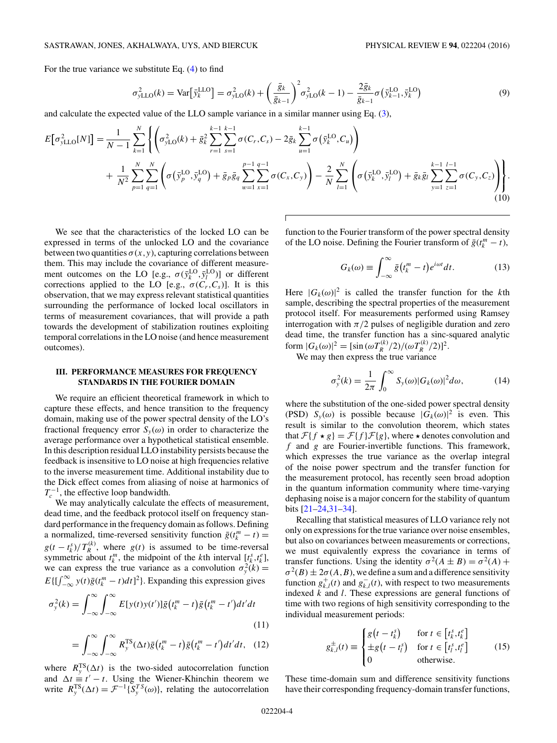For the true variance we substitute Eq. (4) to find

$$\sigma^2_{y\mathrm{LLO}}(k) = \mathrm{Var}\left[\bar{y}_k^{\mathrm{LLO}}\right] = \sigma^2_{y\mathrm{LO}}(k) + \left(\frac{\bar{g}_k}{\bar{g}_{k-1}}\right)^2 \sigma^2_{y\mathrm{LO}}(k-1) - \frac{2\bar{g}_k}{\bar{g}_{k-1}} \sigma\left(\bar{y}_{k-1}^{\mathrm{LO}}, \bar{y}_k^{\mathrm{LO}}\right) \tag{9}$$

and calculate the expected value of the LLO sample variance in a similar manner using Eq. (3),

$$\begin{aligned} E\left[\sigma^2_{y\mathrm{LLO}}[N]\right] = \frac{1}{N-1} \sum_{k=1}^{N} \Bigg\{ & \left(\sigma^2_{y\mathrm{LO}}(k) + \bar{g}_k^2 \sum_{r=1}^{k-1}\sum_{s=1}^{k-1} \sigma(C_r, C_s) - 2\bar{g}_k \sum_{u=1}^{k-1} \sigma\left(\bar{y}_k^{\mathrm{LO}}, C_u\right)\right) \\ & + \frac{1}{N^2} \sum_{p=1}^{N}\sum_{q=1}^{N} \left(\sigma\left(\bar{y}_p^{\mathrm{LO}}, \bar{y}_q^{\mathrm{LO}}\right) + \bar{g}_p \bar{g}_q \sum_{w=1}^{p-1}\sum_{x=1}^{q-1} \sigma(C_x, C_y)\right) - \frac{2}{N} \sum_{l=1}^{N} \left(\sigma\left(\bar{y}_k^{\mathrm{LO}}, \bar{y}_l^{\mathrm{LO}}\right) + \bar{g}_k \bar{g}_l \sum_{y=1}^{k-1}\sum_{z=1}^{l-1} \sigma(C_y, C_z)\right) \Bigg\}. \end{aligned} \tag{10}$$

We see that the characteristics of the locked LO can be expressed in terms of the unlocked LO and the covariance between two quantities $\sigma(x,y)$, capturing correlations between them. This may include the covariance of different measurement outcomes on the LO [e.g., $\sigma(\bar{y}_k^{\mathrm{LO}}, \bar{y}_l^{\mathrm{LO}})$] or different corrections applied to the LO [e.g., $\sigma(C_r, C_s)$]. It is this observation, that we may express relevant statistical quantities surrounding the performance of locked local oscillators in terms of measurement covariances, that will provide a path towards the development of stabilization routines exploiting temporal correlations in the LO noise (and hence measurement outcomes).

### III. PERFORMANCE MEASURES FOR FREQUENCY STANDARDS IN THE FOURIER DOMAIN

We require an efficient theoretical framework in which to capture these effects, and hence transition to the frequency domain, making use of the power spectral density of the LO's fractional frequency error $S_y(\omega)$ in order to characterize the average performance over a hypothetical statistical ensemble. In this description residual LLO instability persists because the feedback is insensitive to LO noise at high frequencies relative to the inverse measurement time. Additional instability due to the Dick effect comes from aliasing of noise at harmonics of $T_c^{-1}$, the effective loop bandwidth.

We may analytically calculate the effects of measurement, dead time, and the feedback protocol itself on frequency standard performance in the frequency domain as follows. Defining a normalized, time-reversed sensitivity function $\bar{g}(t_k^m - t) = g(t - t_k^s)/T_R^{(k)}$, where $g(t)$ is assumed to be time-reversal symmetric about $t_k^m$, the midpoint of the $k$th interval $[t_k^s, t_k^e]$, we can express the true variance as a convolution $\sigma_y^2(k) = E\{[\int_{-\infty}^{\infty} y(t)\bar{g}(t_k^m - t)dt]^2\}$. Expanding this expression gives

$$\sigma_y^2(k) = \int_{-\infty}^{\infty}\int_{-\infty}^{\infty} E[y(t)y(t')]\bar{g}\left(t_k^m - t\right)\bar{g}\left(t_k^m - t'\right)dt'dt \tag{11}$$

$$= \int_{-\infty}^{\infty}\int_{-\infty}^{\infty} R_y^{\mathrm{TS}}(\Delta t)\bar{g}\left(t_k^m - t\right)\bar{g}\left(t_k^m - t'\right)dt'dt, \tag{12}$$

where $R_y^{\mathrm{TS}}(\Delta t)$ is the two-sided autocorrelation function and $\Delta t \equiv t' - t$. Using the Wiener-Khinchin theorem we write $R_y^{\mathrm{TS}}(\Delta t) = \mathcal{F}^{-1}\{S_y^{TS}(\omega)\}$, relating the autocorrelation function to the Fourier transform of the power spectral density of the LO noise. Defining the Fourier transform of $\bar{g}(t_k^m - t)$,

$$G_k(\omega) \equiv \int_{-\infty}^{\infty} \bar{g}\left(t_k^m - t\right)e^{i\omega t}dt. \tag{13}$$

Here $|G_k(\omega)|^2$ is called the transfer function for the $k$th sample, describing the spectral properties of the measurement protocol itself. For measurements performed using Ramsey interrogation with $\pi/2$ pulses of negligible duration and zero dead time, the transfer function has a sinc-squared analytic form $|G_k(\omega)|^2 = [\sin(\omega T_R^{(k)}/2)/(\omega T_R^{(k)}/2)]^2$.

We may then express the true variance

$$\sigma_y^2(k) = \frac{1}{2\pi}\int_0^{\infty} S_y(\omega)|G_k(\omega)|^2 d\omega, \tag{14}$$

where the substitution of the one-sided power spectral density (PSD) $S_y(\omega)$ is possible because $|G_k(\omega)|^2$ is even. This result is similar to the convolution theorem, which states that $\mathcal{F}\{f \star g\} = \mathcal{F}\{f\}\mathcal{F}\{g\}$, where $\star$ denotes convolution and $f$ and $g$ are Fourier-invertible functions. This framework, which expresses the true variance as the overlap integral of the noise power spectrum and the transfer function for the measurement protocol, has recently seen broad adoption in the quantum information community where time-varying dephasing noise is a major concern for the stability of quantum bits [21–24,31–34].

Recalling that statistical measures of LLO variance rely not only on expressions for the true variance over noise ensembles, but also on covariances between measurements or corrections, we must equivalently express the covariance in terms of transfer functions. Using the identity $\sigma^2(A \pm B) = \sigma^2(A) + \sigma^2(B) \pm 2\sigma(A,B)$, we define a sum and a difference sensitivity function $g_{k,l}^{+}(t)$ and $g_{k,l}^{-}(t)$, with respect to two measurements indexed $k$ and $l$. These expressions are general functions of time with two regions of high sensitivity corresponding to the individual measurement periods:

$$g_{k,l}^{\pm}(t) \equiv \begin{cases} g\left(t - t_k^s\right) & \text{for } t \in \left[t_k^s, t_k^e\right] \\ \pm g\left(t - t_l^s\right) & \text{for } t \in \left[t_l^s, t_l^e\right] \\ 0 & \text{otherwise.} \end{cases} \tag{15}$$

These time-domain sum and difference sensitivity functions have their corresponding frequency-domain transfer functions,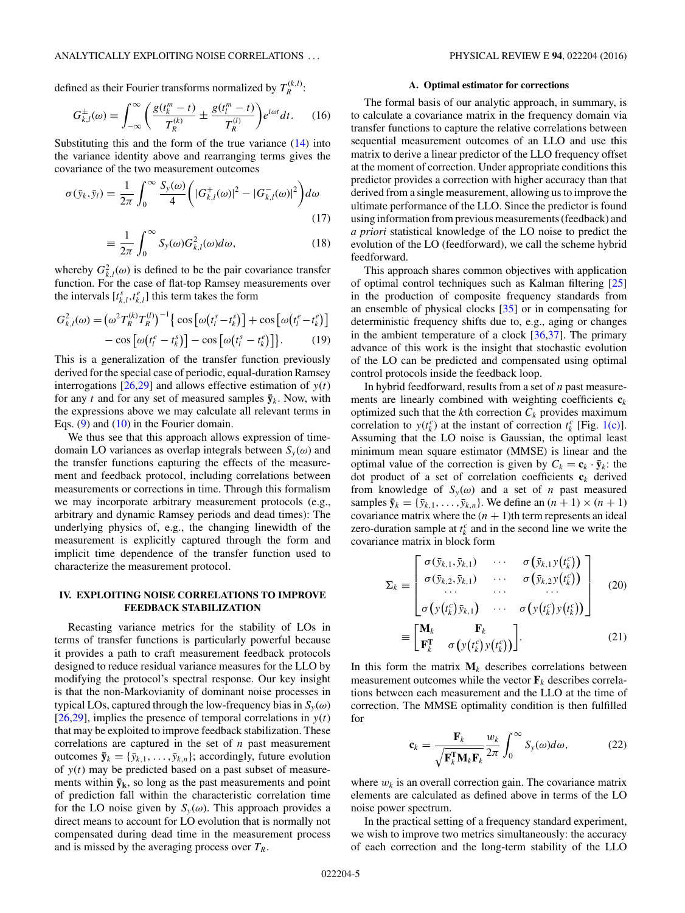defined as their Fourier transforms normalized by $T_R^{(k,l)}$:

$$G_{k,l}^{\pm}(\omega) \equiv \int_{-\infty}^{\infty} \left( \frac{g(t_k^m - t)}{T_R^{(k)}} \pm \frac{g(t_l^m - t)}{T_R^{(l)}} \right) e^{i\omega t} dt. \quad (16)$$

Substituting this and the form of the true variance (14) into the variance identity above and rearranging terms gives the covariance of the two measurement outcomes

$$\sigma(\bar{y}_k, \bar{y}_l) = \frac{1}{2\pi} \int_0^{\infty} \frac{S_y(\omega)}{4} \left( |G_{k,l}^{+}(\omega)|^2 - |G_{k,l}^{-}(\omega)|^2 \right) d\omega \quad (17)$$

$$\equiv \frac{1}{2\pi} \int_0^{\infty} S_y(\omega) G_{k,l}^2(\omega) d\omega, \quad (18)$$

whereby $G_{k,l}^2(\omega)$ is defined to be the pair covariance transfer function. For the case of flat-top Ramsey measurements over the intervals $[t_{k,l}^s, t_{k,l}^e]$ this term takes the form

$$G_{k,l}^2(\omega) = \left(\omega^2 T_R^{(k)} T_R^{(l)}\right)^{-1} \left\{ \cos\left[\omega\left(t_l^s - t_k^s\right)\right] + \cos\left[\omega\left(t_l^e - t_k^e\right)\right] - \cos\left[\omega\left(t_l^e - t_k^s\right)\right] - \cos\left[\omega\left(t_l^s - t_k^e\right)\right] \right\}. \quad (19)$$

This is a generalization of the transfer function previously derived for the special case of periodic, equal-duration Ramsey interrogations [26,29] and allows effective estimation of $y(t)$ for any $t$ and for any set of measured samples $\bar{\mathbf{y}}_k$. Now, with the expressions above we may calculate all relevant terms in Eqs. (9) and (10) in the Fourier domain.

We thus see that this approach allows expression of time-domain LO variances as overlap integrals between $S_y(\omega)$ and the transfer functions capturing the effects of the measurement and feedback protocol, including correlations between measurements or corrections in time. Through this formalism we may incorporate arbitrary measurement protocols (e.g., arbitrary and dynamic Ramsey periods and dead times): The underlying physics of, e.g., the changing linewidth of the measurement is explicitly captured through the form and implicit time dependence of the transfer function used to characterize the measurement protocol.

## IV. EXPLOITING NOISE CORRELATIONS TO IMPROVE FEEDBACK STABILIZATION

Recasting variance metrics for the stability of LOs in terms of transfer functions is particularly powerful because it provides a path to craft measurement feedback protocols designed to reduce residual variance measures for the LLO by modifying the protocol's spectral response. Our key insight is that the non-Markovianity of dominant noise processes in typical LOs, captured through the low-frequency bias in $S_y(\omega)$ [26,29], implies the presence of temporal correlations in $y(t)$ that may be exploited to improve feedback stabilization. These correlations are captured in the set of $n$ past measurement outcomes $\bar{\mathbf{y}}_k = \{\bar{y}_{k,1}, \ldots, \bar{y}_{k,n}\}$; accordingly, future evolution of $y(t)$ may be predicted based on a past subset of measurements within $\bar{\mathbf{y}}_\mathbf{k}$, so long as the past measurements and point of prediction fall within the characteristic correlation time for the LO noise given by $S_y(\omega)$. This approach provides a direct means to account for LO evolution that is normally not compensated during dead time in the measurement process and is missed by the averaging process over $T_R$.

### A. Optimal estimator for corrections

The formal basis of our analytic approach, in summary, is to calculate a covariance matrix in the frequency domain via transfer functions to capture the relative correlations between sequential measurement outcomes of an LLO and use this matrix to derive a linear predictor of the LLO frequency offset at the moment of correction. Under appropriate conditions this predictor provides a correction with higher accuracy than that derived from a single measurement, allowing us to improve the ultimate performance of the LLO. Since the predictor is found using information from previous measurements (feedback) and *a priori* statistical knowledge of the LO noise to predict the evolution of the LO (feedforward), we call the scheme hybrid feedforward.

This approach shares common objectives with application of optimal control techniques such as Kalman filtering [25] in the production of composite frequency standards from an ensemble of physical clocks [35] or in compensating for deterministic frequency shifts due to, e.g., aging or changes in the ambient temperature of a clock [36,37]. The primary advance of this work is the insight that stochastic evolution of the LO can be predicted and compensated using optimal control protocols inside the feedback loop.

In hybrid feedforward, results from a set of $n$ past measurements are linearly combined with weighting coefficients $\mathbf{c}_k$ optimized such that the $k$th correction $C_k$ provides maximum correlation to $y(t_k^c)$ at the instant of correction $t_k^c$ [Fig. 1(c)]. Assuming that the LO noise is Gaussian, the optimal least minimum mean square estimator (MMSE) is linear and the optimal value of the correction is given by $C_k = \mathbf{c}_k \cdot \bar{\mathbf{y}}_k$: the dot product of a set of correlation coefficients $\mathbf{c}_k$ derived from knowledge of $S_y(\omega)$ and a set of $n$ past measured samples $\bar{\mathbf{y}}_k = \{\bar{y}_{k,1}, \ldots, \bar{y}_{k,n}\}$. We define an $(n+1) \times (n+1)$ covariance matrix where the $(n+1)$th term represents an ideal zero-duration sample at $t_k^c$ and in the second line we write the covariance matrix in block form

$$\Sigma_k \equiv \begin{bmatrix} \sigma(\bar{y}_{k,1}, \bar{y}_{k,1}) & \cdots & \sigma\left(\bar{y}_{k,1} y\left(t_k^c\right)\right) \\ \sigma(\bar{y}_{k,2}, \bar{y}_{k,1}) & \cdots & \sigma\left(\bar{y}_{k,2} y\left(t_k^c\right)\right) \\ \cdots & \cdots & \cdots \\ \sigma\left(y\left(t_k^c\right) \bar{y}_{k,1}\right) & \cdots & \sigma\left(y\left(t_k^c\right) y\left(t_k^c\right)\right) \end{bmatrix} \quad (20)$$

$$\equiv \begin{bmatrix} \mathbf{M}_k & \mathbf{F}_k \\ \mathbf{F}_k^\mathbf{T} & \sigma\left(y\left(t_k^c\right) y\left(t_k^c\right)\right) \end{bmatrix}. \quad (21)$$

In this form the matrix $\mathbf{M}_k$ describes correlations between measurement outcomes while the vector $\mathbf{F}_k$ describes correlations between each measurement and the LLO at the time of correction. The MMSE optimality condition is then fulfilled for

$$\mathbf{c}_k = \frac{\mathbf{F}_k}{\sqrt{\mathbf{F}_k^\mathbf{T} \mathbf{M}_k \mathbf{F}_k}} \frac{w_k}{2\pi} \int_0^{\infty} S_y(\omega) d\omega, \quad (22)$$

where $w_k$ is an overall correction gain. The covariance matrix elements are calculated as defined above in terms of the LO noise power spectrum.

In the practical setting of a frequency standard experiment, we wish to improve two metrics simultaneously: the accuracy of each correction and the long-term stability of the LLO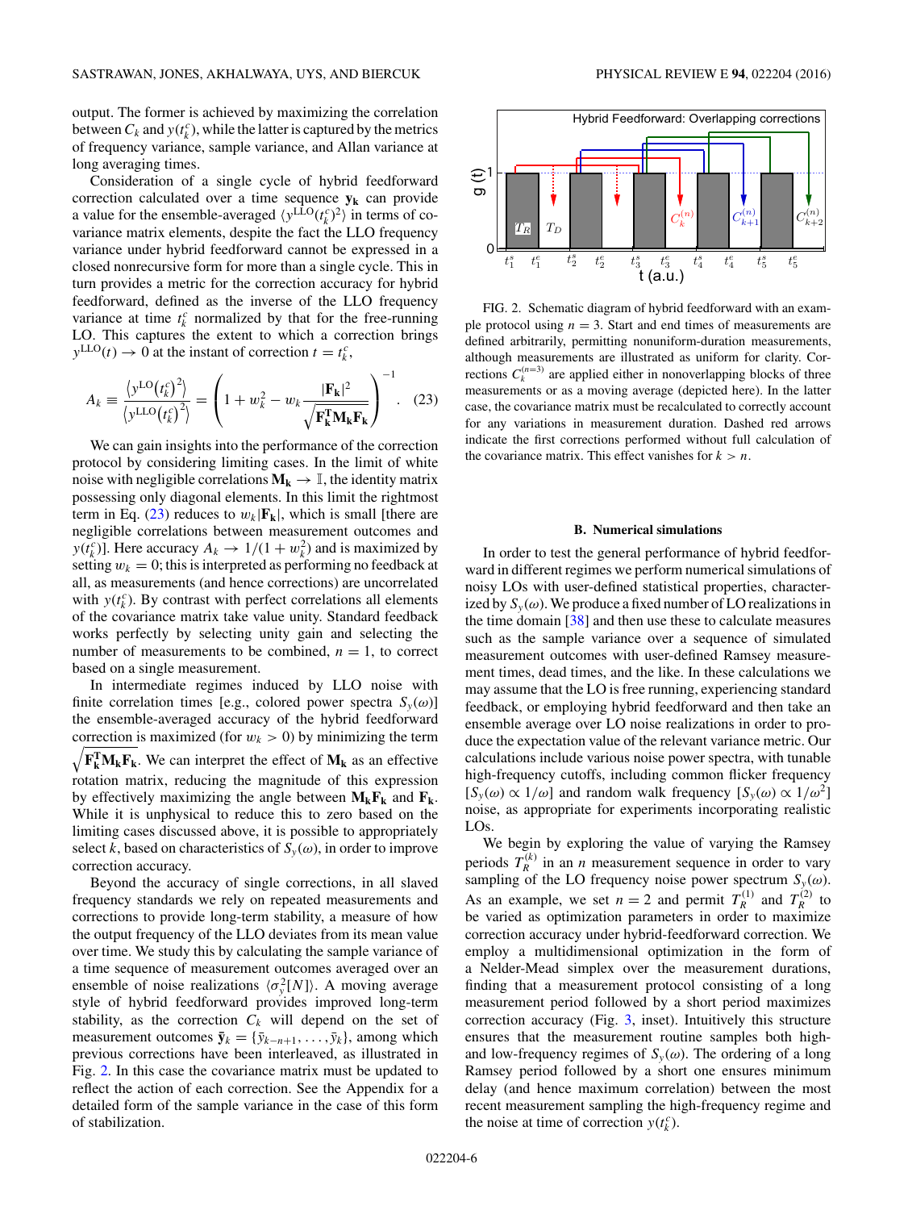output. The former is achieved by maximizing the correlation between $C_k$ and $y(t_k^c)$, while the latter is captured by the metrics of frequency variance, sample variance, and Allan variance at long averaging times.

Consideration of a single cycle of hybrid feedforward correction calculated over a time sequence $\mathbf{y_k}$ can provide a value for the ensemble-averaged $\langle y^{\rm LLO}(t_k^c)^2\rangle$ in terms of covariance matrix elements, despite the fact the LLO frequency variance under hybrid feedforward cannot be expressed in a closed nonrecursive form for more than a single cycle. This in turn provides a metric for the correction accuracy for hybrid feedforward, defined as the inverse of the LLO frequency variance at time $t_k^c$ normalized by that for the free-running LO. This captures the extent to which a correction brings $y^{\rm LLO}(t) \to 0$ at the instant of correction $t = t_k^c$,

$$A_k \equiv \frac{\left\langle y^{\rm LO}\left(t_k^c\right)^2\right\rangle}{\left\langle y^{\rm LLO}\left(t_k^c\right)^2\right\rangle} = \left(1 + w_k^2 - w_k \frac{|\mathbf{F_k}|^2}{\sqrt{\mathbf{F_k^T M_k F_k}}}\right)^{-1}. \quad (23)$$

We can gain insights into the performance of the correction protocol by considering limiting cases. In the limit of white noise with negligible correlations $\mathbf{M_k} \to \mathbb{I}$, the identity matrix possessing only diagonal elements. In this limit the rightmost term in Eq. (23) reduces to $w_k|\mathbf{F_k}|$, which is small [there are negligible correlations between measurement outcomes and $y(t_k^c)$]. Here accuracy $A_k \to 1/(1 + w_k^2)$ and is maximized by setting $w_k = 0$; this is interpreted as performing no feedback at all, as measurements (and hence corrections) are uncorrelated with $y(t_k^c)$. By contrast with perfect correlations all elements of the covariance matrix take value unity. Standard feedback works perfectly by selecting unity gain and selecting the number of measurements to be combined, $n = 1$, to correct based on a single measurement.

In intermediate regimes induced by LLO noise with finite correlation times [e.g., colored power spectra $S_y(\omega)$] the ensemble-averaged accuracy of the hybrid feedforward correction is maximized (for $w_k > 0$) by minimizing the term $\sqrt{\mathbf{F_k^T M_k F_k}}$. We can interpret the effect of $\mathbf{M_k}$ as an effective rotation matrix, reducing the magnitude of this expression by effectively maximizing the angle between $\mathbf{M_k F_k}$ and $\mathbf{F_k}$. While it is unphysical to reduce this to zero based on the limiting cases discussed above, it is possible to appropriately select $k$, based on characteristics of $S_y(\omega)$, in order to improve correction accuracy.

Beyond the accuracy of single corrections, in all slaved frequency standards we rely on repeated measurements and corrections to provide long-term stability, a measure of how the output frequency of the LLO deviates from its mean value over time. We study this by calculating the sample variance of a time sequence of measurement outcomes averaged over an ensemble of noise realizations $\langle\sigma_y^2[N]\rangle$. A moving average style of hybrid feedforward provides improved long-term stability, as the correction $C_k$ will depend on the set of measurement outcomes $\bar{\mathbf{y}}_k = \{\bar{y}_{k-n+1}, \ldots, \bar{y}_k\}$, among which previous corrections have been interleaved, as illustrated in Fig. 2. In this case the covariance matrix must be updated to reflect the action of each correction. See the Appendix for a detailed form of the sample variance in the case of this form of stabilization.

FIG. 2. Schematic diagram of hybrid feedforward with an example protocol using $n = 3$. Start and end times of measurements are defined arbitrarily, permitting nonuniform-duration measurements, although measurements are illustrated as uniform for clarity. Corrections $C_k^{(n=3)}$ are applied either in nonoverlapping blocks of three measurements or as a moving average (depicted here). In the latter case, the covariance matrix must be recalculated to correctly account for any variations in measurement duration. Dashed red arrows indicate the first corrections performed without full calculation of the covariance matrix. This effect vanishes for $k > n$.

### B. Numerical simulations

In order to test the general performance of hybrid feedforward in different regimes we perform numerical simulations of noisy LOs with user-defined statistical properties, characterized by $S_y(\omega)$. We produce a fixed number of LO realizations in the time domain [38] and then use these to calculate measures such as the sample variance over a sequence of simulated measurement outcomes with user-defined Ramsey measurement times, dead times, and the like. In these calculations we may assume that the LO is free running, experiencing standard feedback, or employing hybrid feedforward and then take an ensemble average over LO noise realizations in order to produce the expectation value of the relevant variance metric. Our calculations include various noise power spectra, with tunable high-frequency cutoffs, including common flicker frequency $[S_y(\omega) \propto 1/\omega]$ and random walk frequency $[S_y(\omega) \propto 1/\omega^2]$ noise, as appropriate for experiments incorporating realistic LOs.

We begin by exploring the value of varying the Ramsey periods $T_R^{(k)}$ in an $n$ measurement sequence in order to vary sampling of the LO frequency noise power spectrum $S_y(\omega)$. As an example, we set $n = 2$ and permit $T_R^{(1)}$ and $T_R^{(2)}$ to be varied as optimization parameters in order to maximize correction accuracy under hybrid-feedforward correction. We employ a multidimensional optimization in the form of a Nelder-Mead simplex over the measurement durations, finding that a measurement protocol consisting of a long measurement period followed by a short period maximizes correction accuracy (Fig. 3, inset). Intuitively this structure ensures that the measurement routine samples both high- and low-frequency regimes of $S_y(\omega)$. The ordering of a long Ramsey period followed by a short one ensures minimum delay (and hence maximum correlation) between the most recent measurement sampling the high-frequency regime and the noise at time of correction $y(t_k^c)$.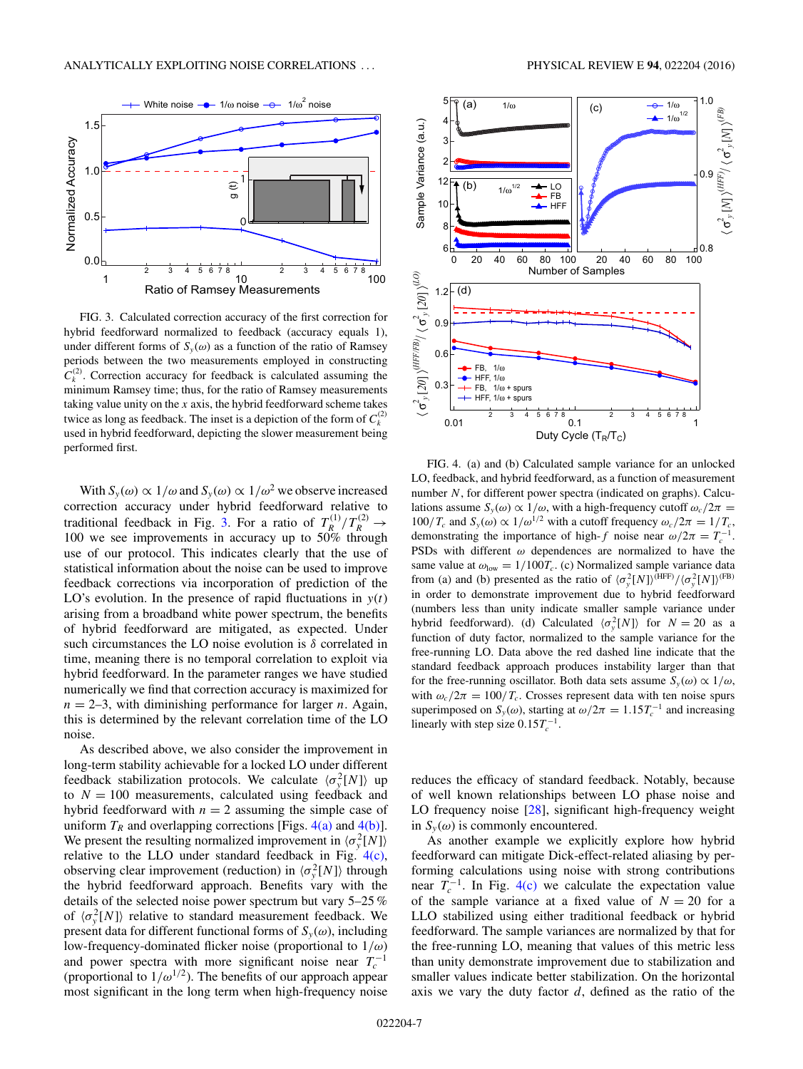FIG. 3. Calculated correction accuracy of the first correction for hybrid feedforward normalized to feedback (accuracy equals 1), under different forms of $S_y(\omega)$ as a function of the ratio of Ramsey periods between the two measurements employed in constructing $C_k^{(2)}$. Correction accuracy for feedback is calculated assuming the minimum Ramsey time; thus, for the ratio of Ramsey measurements taking value unity on the $x$ axis, the hybrid feedforward scheme takes twice as long as feedback. The inset is a depiction of the form of $C_k^{(2)}$ used in hybrid feedforward, depicting the slower measurement being performed first.

With $S_y(\omega) \propto 1/\omega$ and $S_y(\omega) \propto 1/\omega^2$ we observe increased correction accuracy under hybrid feedforward relative to traditional feedback in Fig. 3. For a ratio of $T_R^{(1)}/T_R^{(2)} \rightarrow 100$ we see improvements in accuracy up to 50% through use of our protocol. This indicates clearly that the use of statistical information about the noise can be used to improve feedback corrections via incorporation of prediction of the LO's evolution. In the presence of rapid fluctuations in $y(t)$ arising from a broadband white power spectrum, the benefits of hybrid feedforward are mitigated, as expected. Under such circumstances the LO noise evolution is $\delta$ correlated in time, meaning there is no temporal correlation to exploit via hybrid feedforward. In the parameter ranges we have studied numerically we find that correction accuracy is maximized for $n = 2$–3, with diminishing performance for larger $n$. Again, this is determined by the relevant correlation time of the LO noise.

As described above, we also consider the improvement in long-term stability achievable for a locked LO under different feedback stabilization protocols. We calculate $\langle\sigma_y^2[N]\rangle$ up to $N = 100$ measurements, calculated using feedback and hybrid feedforward with $n = 2$ assuming the simple case of uniform $T_R$ and overlapping corrections [Figs. 4(a) and 4(b)]. We present the resulting normalized improvement in $\langle\sigma_y^2[N]\rangle$ relative to the LLO under standard feedback in Fig. 4(c), observing clear improvement (reduction) in $\langle\sigma_y^2[N]\rangle$ through the hybrid feedforward approach. Benefits vary with the details of the selected noise power spectrum but vary 5–25 % of $\langle\sigma_y^2[N]\rangle$ relative to standard measurement feedback. We present data for different functional forms of $S_y(\omega)$, including low-frequency-dominated flicker noise (proportional to $1/\omega$) and power spectra with more significant noise near $T_c^{-1}$ (proportional to $1/\omega^{1/2}$). The benefits of our approach appear most significant in the long term when high-frequency noise reduces the efficacy of standard feedback. Notably, because of well known relationships between LO phase noise and LO frequency noise [28], significant high-frequency weight in $S_y(\omega)$ is commonly encountered.

FIG. 4. (a) and (b) Calculated sample variance for an unlocked LO, feedback, and hybrid feedforward, as a function of measurement number $N$, for different power spectra (indicated on graphs). Calculations assume $S_y(\omega) \propto 1/\omega$, with a high-frequency cutoff $\omega_c/2\pi = 100/T_c$ and $S_y(\omega) \propto 1/\omega^{1/2}$ with a cutoff frequency $\omega_c/2\pi = 1/T_c$, demonstrating the importance of high-$f$ noise near $\omega/2\pi = T_c^{-1}$. PSDs with different $\omega$ dependences are normalized to have the same value at $\omega_{\text{low}} = 1/100T_c$. (c) Normalized sample variance data from (a) and (b) presented as the ratio of $\langle\sigma_y^2[N]\rangle^{(\text{HFF})}/\langle\sigma_y^2[N]\rangle^{(\text{FB})}$ in order to demonstrate improvement due to hybrid feedforward (numbers less than unity indicate smaller sample variance under hybrid feedforward). (d) Calculated $\langle\sigma_y^2[N]\rangle$ for $N = 20$ as a function of duty factor, normalized to the sample variance for the free-running LO. Data above the red dashed line indicate that the standard feedback approach produces instability larger than that for the free-running oscillator. Both data sets assume $S_y(\omega) \propto 1/\omega$, with $\omega_c/2\pi = 100/T_c$. Crosses represent data with ten noise spurs superimposed on $S_y(\omega)$, starting at $\omega/2\pi = 1.15T_c^{-1}$ and increasing linearly with step size $0.15T_c^{-1}$.

As another example we explicitly explore how hybrid feedforward can mitigate Dick-effect-related aliasing by performing calculations using noise with strong contributions near $T_c^{-1}$. In Fig. 4(c) we calculate the expectation value of the sample variance at a fixed value of $N = 20$ for a LLO stabilized using either traditional feedback or hybrid feedforward. The sample variances are normalized by that for the free-running LO, meaning that values of this metric less than unity demonstrate improvement due to stabilization and smaller values indicate better stabilization. On the horizontal axis we vary the duty factor $d$, defined as the ratio of the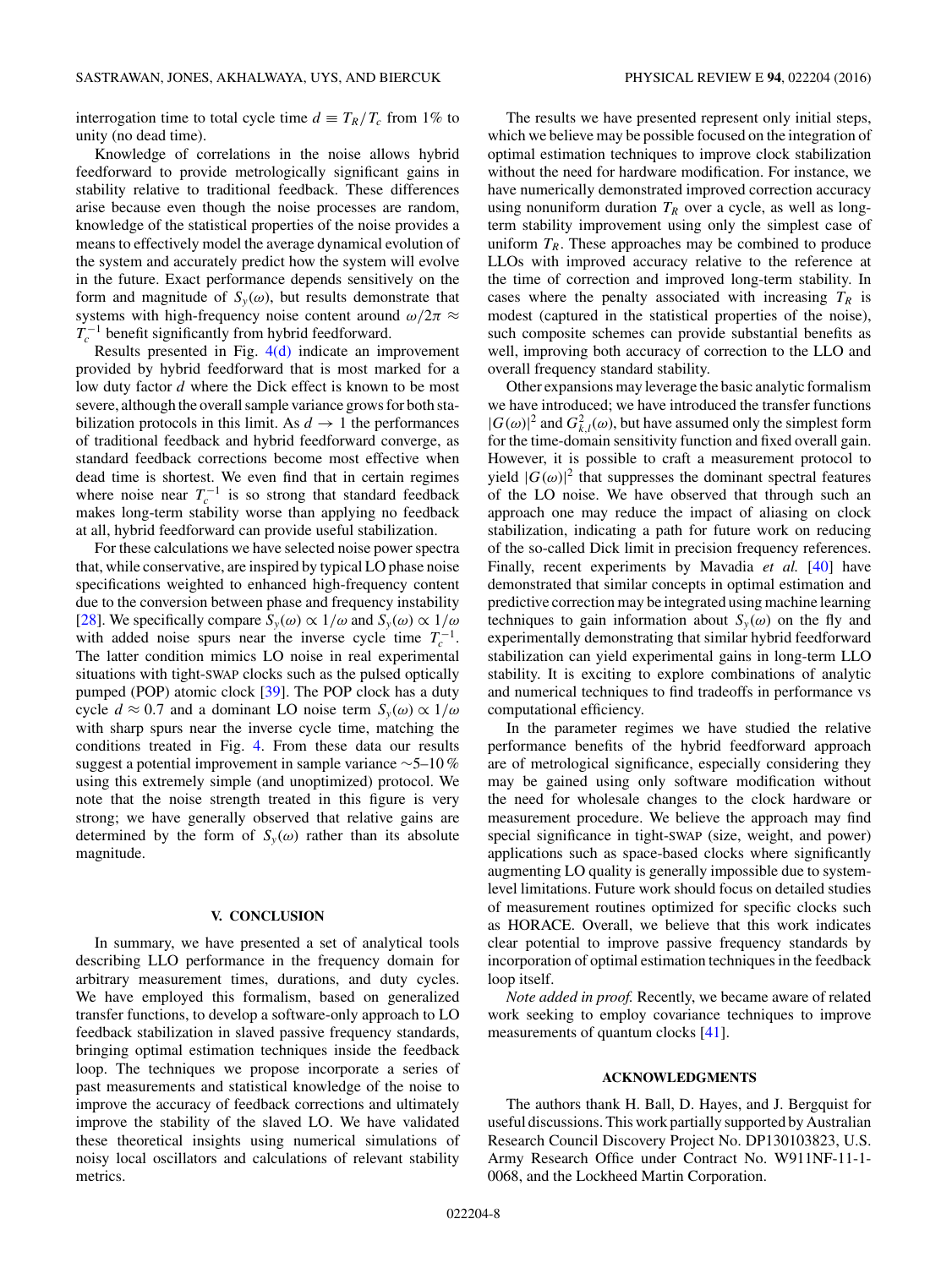interrogation time to total cycle time $d \equiv T_R/T_c$ from 1% to unity (no dead time).

Knowledge of correlations in the noise allows hybrid feedforward to provide metrologically significant gains in stability relative to traditional feedback. These differences arise because even though the noise processes are random, knowledge of the statistical properties of the noise provides a means to effectively model the average dynamical evolution of the system and accurately predict how the system will evolve in the future. Exact performance depends sensitively on the form and magnitude of $S_y(\omega)$, but results demonstrate that systems with high-frequency noise content around $\omega/2\pi \approx T_c^{-1}$ benefit significantly from hybrid feedforward.

Results presented in Fig. 4(d) indicate an improvement provided by hybrid feedforward that is most marked for a low duty factor $d$ where the Dick effect is known to be most severe, although the overall sample variance grows for both stabilization protocols in this limit. As $d \to 1$ the performances of traditional feedback and hybrid feedforward converge, as standard feedback corrections become most effective when dead time is shortest. We even find that in certain regimes where noise near $T_c^{-1}$ is so strong that standard feedback makes long-term stability worse than applying no feedback at all, hybrid feedforward can provide useful stabilization.

For these calculations we have selected noise power spectra that, while conservative, are inspired by typical LO phase noise specifications weighted to enhanced high-frequency content due to the conversion between phase and frequency instability [28]. We specifically compare $S_y(\omega) \propto 1/\omega$ and $S_y(\omega) \propto 1/\omega$ with added noise spurs near the inverse cycle time $T_c^{-1}$. The latter condition mimics LO noise in real experimental situations with tight-SWAP clocks such as the pulsed optically pumped (POP) atomic clock [39]. The POP clock has a duty cycle $d \approx 0.7$ and a dominant LO noise term $S_y(\omega) \propto 1/\omega$ with sharp spurs near the inverse cycle time, matching the conditions treated in Fig. 4. From these data our results suggest a potential improvement in sample variance ~5–10 % using this extremely simple (and unoptimized) protocol. We note that the noise strength treated in this figure is very strong; we have generally observed that relative gains are determined by the form of $S_y(\omega)$ rather than its absolute magnitude.

## V. CONCLUSION

In summary, we have presented a set of analytical tools describing LLO performance in the frequency domain for arbitrary measurement times, durations, and duty cycles. We have employed this formalism, based on generalized transfer functions, to develop a software-only approach to LO feedback stabilization in slaved passive frequency standards, bringing optimal estimation techniques inside the feedback loop. The techniques we propose incorporate a series of past measurements and statistical knowledge of the noise to improve the accuracy of feedback corrections and ultimately improve the stability of the slaved LO. We have validated these theoretical insights using numerical simulations of noisy local oscillators and calculations of relevant stability metrics.

The results we have presented represent only initial steps, which we believe may be possible focused on the integration of optimal estimation techniques to improve clock stabilization without the need for hardware modification. For instance, we have numerically demonstrated improved correction accuracy using nonuniform duration $T_R$ over a cycle, as well as long-term stability improvement using only the simplest case of uniform $T_R$. These approaches may be combined to produce LLOs with improved accuracy relative to the reference at the time of correction and improved long-term stability. In cases where the penalty associated with increasing $T_R$ is modest (captured in the statistical properties of the noise), such composite schemes can provide substantial benefits as well, improving both accuracy of correction to the LLO and overall frequency standard stability.

Other expansions may leverage the basic analytic formalism we have introduced; we have introduced the transfer functions $|G(\omega)|^2$ and $G_{k,l}^2(\omega)$, but have assumed only the simplest form for the time-domain sensitivity function and fixed overall gain. However, it is possible to craft a measurement protocol to yield $|G(\omega)|^2$ that suppresses the dominant spectral features of the LO noise. We have observed that through such an approach one may reduce the impact of aliasing on clock stabilization, indicating a path for future work on reducing of the so-called Dick limit in precision frequency references. Finally, recent experiments by Mavadia *et al.* [40] have demonstrated that similar concepts in optimal estimation and predictive correction may be integrated using machine learning techniques to gain information about $S_y(\omega)$ on the fly and experimentally demonstrating that similar hybrid feedforward stabilization can yield experimental gains in long-term LLO stability. It is exciting to explore combinations of analytic and numerical techniques to find tradeoffs in performance vs computational efficiency.

In the parameter regimes we have studied the relative performance benefits of the hybrid feedforward approach are of metrological significance, especially considering they may be gained using only software modification without the need for wholesale changes to the clock hardware or measurement procedure. We believe the approach may find special significance in tight-SWAP (size, weight, and power) applications such as space-based clocks where significantly augmenting LO quality is generally impossible due to system-level limitations. Future work should focus on detailed studies of measurement routines optimized for specific clocks such as HORACE. Overall, we believe that this work indicates clear potential to improve passive frequency standards by incorporation of optimal estimation techniques in the feedback loop itself.

*Note added in proof.* Recently, we became aware of related work seeking to employ covariance techniques to improve measurements of quantum clocks [41].

## ACKNOWLEDGMENTS

The authors thank H. Ball, D. Hayes, and J. Bergquist for useful discussions. This work partially supported by Australian Research Council Discovery Project No. DP130103823, U.S. Army Research Office under Contract No. W911NF-11-1-0068, and the Lockheed Martin Corporation.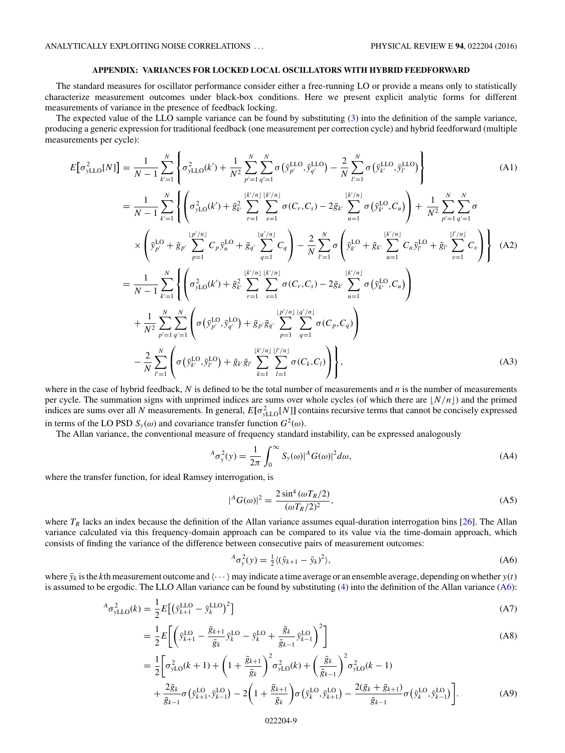## APPENDIX: VARIANCES FOR LOCKED LOCAL OSCILLATORS WITH HYBRID FEEDFORWARD

The standard measures for oscillator performance consider either a free-running LO or provide a means only to statistically characterize measurement outcomes under black-box conditions. Here we present explicit analytic forms for different measurements of variance in the presence of feedback locking.

The expected value of the LLO sample variance can be found by substituting (3) into the definition of the sample variance, producing a generic expression for traditional feedback (one measurement per correction cycle) and hybrid feedforward (multiple measurements per cycle):

$$E\big[\sigma^2_{y\mathrm{LLO}}[N]\big] = \frac{1}{N-1}\sum_{k'=1}^{N}\left\{\sigma^2_{y\mathrm{LLO}}(k') + \frac{1}{N^2}\sum_{p'=1}^{N}\sum_{q'=1}^{N}\sigma\big(\bar{y}^{\mathrm{LLO}}_{p'},\bar{y}^{\mathrm{LLO}}_{q'}\big) - \frac{2}{N}\sum_{l'=1}^{N}\sigma\big(\bar{y}^{\mathrm{LLO}}_{k'},\bar{y}^{\mathrm{LLO}}_{l'}\big)\right\} \tag{A1}$$

$$= \frac{1}{N-1}\sum_{k'=1}^{N}\left\{\left(\sigma^2_{y\mathrm{LO}}(k') + \bar{g}^2_{k'}\sum_{r=1}^{\lfloor k'/n\rfloor}\sum_{s=1}^{\lfloor k'/n\rfloor}\sigma(C_r,C_s) - 2\bar{g}_{k'}\sum_{u=1}^{\lfloor k'/n\rfloor}\sigma\big(\bar{y}^{\mathrm{LO}}_{k'},C_u\big)\right) + \frac{1}{N^2}\sum_{p'=1}^{N}\sum_{q'=1}^{N}\sigma\right.$$
$$\left.\times\left(\bar{y}^{\mathrm{LO}}_{p'} + \bar{g}_{p'}\sum_{p=1}^{\lfloor p'/n\rfloor}C_p\bar{y}^{\mathrm{LO}}_{n} + \bar{g}_{q'}\sum_{q=1}^{\lfloor q'/n\rfloor}C_q\right) - \frac{2}{N}\sum_{l'=1}^{N}\sigma\left(\bar{y}^{\mathrm{LO}}_{k'} + \bar{g}_{k'}\sum_{u=1}^{\lfloor k'/n\rfloor}C_u\bar{y}^{\mathrm{LO}}_{l'} + \bar{g}_{l'}\sum_{v=1}^{\lfloor l'/n\rfloor}C_v\right)\right\} \tag{A2}$$

$$= \frac{1}{N-1}\sum_{k'=1}^{N}\left\{\left(\sigma^2_{y\mathrm{LO}}(k') + \bar{g}^2_{k'}\sum_{r=1}^{\lfloor k'/n\rfloor}\sum_{s=1}^{\lfloor k'/n\rfloor}\sigma(C_r,C_s) - 2\bar{g}_{k'}\sum_{u=1}^{\lfloor k'/n\rfloor}\sigma\big(\bar{y}^{\mathrm{LO}}_{k'},C_u\big)\right)\right.$$
$$+\frac{1}{N^2}\sum_{p'=1}^{N}\sum_{q'=1}^{N}\left(\sigma\big(\bar{y}^{\mathrm{LO}}_{p'},\bar{y}^{\mathrm{LO}}_{q'}\big) + \bar{g}_{p'}\bar{g}_{q'}\sum_{p=1}^{\lfloor p'/n\rfloor}\sum_{q=1}^{\lfloor q'/n\rfloor}\sigma(C_p,C_q)\right)$$
$$\left.-\frac{2}{N}\sum_{l'=1}^{N}\left(\sigma\big(\bar{y}^{\mathrm{LO}}_{k'},\bar{y}^{\mathrm{LO}}_{l'}\big) + \bar{g}_{k'}\bar{g}_{l'}\sum_{k=1}^{\lfloor k'/n\rfloor}\sum_{l=1}^{\lfloor l'/n\rfloor}\sigma(C_k,C_l)\right)\right\}, \tag{A3}$$

where in the case of hybrid feedback, $N$ is defined to be the total number of measurements and $n$ is the number of measurements per cycle. The summation signs with unprimed indices are sums over whole cycles (of which there are $\lfloor N/n\rfloor$) and the primed indices are sums over all $N$ measurements. In general, $E[\sigma^2_{y\mathrm{LLO}}[N]]$ contains recursive terms that cannot be concisely expressed in terms of the LO PSD $S_y(\omega)$ and covariance transfer function $G^2(\omega)$.

The Allan variance, the conventional measure of frequency standard instability, can be expressed analogously

$${}^{A}\sigma^2_y(y) = \frac{1}{2\pi}\int_0^\infty S_y(\omega)|{}^{A}G(\omega)|^2 d\omega, \tag{A4}$$

where the transfer function, for ideal Ramsey interrogation, is

$$|{}^{A}G(\omega)|^2 = \frac{2\sin^4(\omega T_R/2)}{(\omega T_R/2)^2}, \tag{A5}$$

where $T_R$ lacks an index because the definition of the Allan variance assumes equal-duration interrogation bins [26]. The Allan variance calculated via this frequency-domain approach can be compared to its value via the time-domain approach, which consists of finding the variance of the difference between consecutive pairs of measurement outcomes:

$${}^{A}\sigma^2_y(y) = \tfrac{1}{2}\langle(\bar{y}_{k+1} - \bar{y}_k)^2\rangle, \tag{A6}$$

where $\bar{y}_k$ is the $k$th measurement outcome and $\langle\cdots\rangle$ may indicate a time average or an ensemble average, depending on whether $y(t)$ is assumed to be ergodic. The LLO Allan variance can be found by substituting (4) into the definition of the Allan variance (A6):

$${}^{A}\sigma^2_{y\mathrm{LLO}}(k) = \frac{1}{2}E\big[\big(\bar{y}^{\mathrm{LLO}}_{k+1} - \bar{y}^{\mathrm{LLO}}_k\big)^2\big] \tag{A7}$$

$$= \frac{1}{2}E\left[\left(\bar{y}^{\mathrm{LO}}_{k+1} - \frac{\bar{g}_{k+1}}{\bar{g}_k}\bar{y}^{\mathrm{LO}}_k - \bar{y}^{\mathrm{LO}}_k + \frac{\bar{g}_k}{\bar{g}_{k-1}}\bar{y}^{\mathrm{LO}}_{k-1}\right)^2\right] \tag{A8}$$

$$= \frac{1}{2}\left[\sigma^2_{y\mathrm{LO}}(k+1) + \left(1 + \frac{\bar{g}_{k+1}}{\bar{g}_k}\right)^2\sigma^2_{y\mathrm{LO}}(k) + \left(\frac{\bar{g}_k}{\bar{g}_{k-1}}\right)^2\sigma^2_{y\mathrm{LO}}(k-1)\right.$$
$$\left.+\frac{2\bar{g}_k}{\bar{g}_{k-1}}\sigma\big(\bar{y}^{\mathrm{LO}}_{k+1},\bar{y}^{\mathrm{LO}}_{k-1}\big) - 2\left(1 + \frac{\bar{g}_{k+1}}{\bar{g}_k}\right)\sigma\big(\bar{y}^{\mathrm{LO}}_k,\bar{y}^{\mathrm{LO}}_{k+1}\big) - \frac{2(\bar{g}_k + \bar{g}_{k+1})}{\bar{g}_{k-1}}\sigma\big(\bar{y}^{\mathrm{LO}}_k,\bar{y}^{\mathrm{LO}}_{k-1}\big)\right]. \tag{A9}$$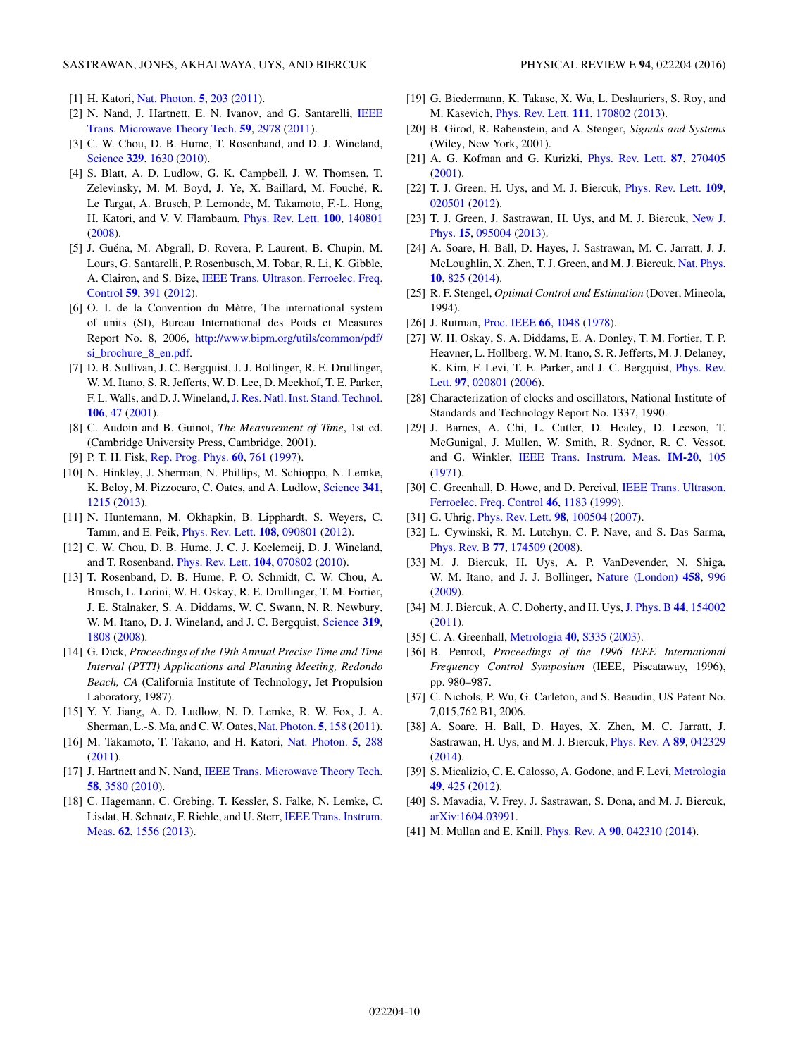[1] H. Katori, Nat. Photon. **5**, 203 (2011).

[2] N. Nand, J. Hartnett, E. N. Ivanov, and G. Santarelli, IEEE Trans. Microwave Theory Tech. **59**, 2978 (2011).

[3] C. W. Chou, D. B. Hume, T. Rosenband, and D. J. Wineland, Science **329**, 1630 (2010).

[4] S. Blatt, A. D. Ludlow, G. K. Campbell, J. W. Thomsen, T. Zelevinsky, M. M. Boyd, J. Ye, X. Baillard, M. Fouché, R. Le Targat, A. Brusch, P. Lemonde, M. Takamoto, F.-L. Hong, H. Katori, and V. V. Flambaum, Phys. Rev. Lett. **100**, 140801 (2008).

[5] J. Guéna, M. Abgrall, D. Rovera, P. Laurent, B. Chupin, M. Lours, G. Santarelli, P. Rosenbusch, M. Tobar, R. Li, K. Gibble, A. Clairon, and S. Bize, IEEE Trans. Ultrason. Ferroelec. Freq. Control **59**, 391 (2012).

[6] O. I. de la Convention du Mètre, The international system of units (SI), Bureau International des Poids et Measures Report No. 8, 2006, http://www.bipm.org/utils/common/pdf/si_brochure_8_en.pdf.

[7] D. B. Sullivan, J. C. Bergquist, J. J. Bollinger, R. E. Drullinger, W. M. Itano, S. R. Jefferts, W. D. Lee, D. Meekhof, T. E. Parker, F. L. Walls, and D. J. Wineland, J. Res. Natl. Inst. Stand. Technol. **106**, 47 (2001).

[8] C. Audoin and B. Guinot, *The Measurement of Time*, 1st ed. (Cambridge University Press, Cambridge, 2001).

[9] P. T. H. Fisk, Rep. Prog. Phys. **60**, 761 (1997).

[10] N. Hinkley, J. Sherman, N. Phillips, M. Schioppo, N. Lemke, K. Beloy, M. Pizzocaro, C. Oates, and A. Ludlow, Science **341**, 1215 (2013).

[11] N. Huntemann, M. Okhapkin, B. Lipphardt, S. Weyers, C. Tamm, and E. Peik, Phys. Rev. Lett. **108**, 090801 (2012).

[12] C. W. Chou, D. B. Hume, J. C. J. Koelemeij, D. J. Wineland, and T. Rosenband, Phys. Rev. Lett. **104**, 070802 (2010).

[13] T. Rosenband, D. B. Hume, P. O. Schmidt, C. W. Chou, A. Brusch, L. Lorini, W. H. Oskay, R. E. Drullinger, T. M. Fortier, J. E. Stalnaker, S. A. Diddams, W. C. Swann, N. R. Newbury, W. M. Itano, D. J. Wineland, and J. C. Bergquist, Science **319**, 1808 (2008).

[14] G. Dick, *Proceedings of the 19th Annual Precise Time and Time Interval (PTTI) Applications and Planning Meeting, Redondo Beach, CA* (California Institute of Technology, Jet Propulsion Laboratory, 1987).

[15] Y. Y. Jiang, A. D. Ludlow, N. D. Lemke, R. W. Fox, J. A. Sherman, L.-S. Ma, and C. W. Oates, Nat. Photon. **5**, 158 (2011).

[16] M. Takamoto, T. Takano, and H. Katori, Nat. Photon. **5**, 288 (2011).

[17] J. Hartnett and N. Nand, IEEE Trans. Microwave Theory Tech. **58**, 3580 (2010).

[18] C. Hagemann, C. Grebing, T. Kessler, S. Falke, N. Lemke, C. Lisdat, H. Schnatz, F. Riehle, and U. Sterr, IEEE Trans. Instrum. Meas. **62**, 1556 (2013).

[19] G. Biedermann, K. Takase, X. Wu, L. Deslauriers, S. Roy, and M. Kasevich, Phys. Rev. Lett. **111**, 170802 (2013).

[20] B. Girod, R. Rabenstein, and A. Stenger, *Signals and Systems* (Wiley, New York, 2001).

[21] A. G. Kofman and G. Kurizki, Phys. Rev. Lett. **87**, 270405 (2001).

[22] T. J. Green, H. Uys, and M. J. Biercuk, Phys. Rev. Lett. **109**, 020501 (2012).

[23] T. J. Green, J. Sastrawan, H. Uys, and M. J. Biercuk, New J. Phys. **15**, 095004 (2013).

[24] A. Soare, H. Ball, D. Hayes, J. Sastrawan, M. C. Jarratt, J. J. McLoughlin, X. Zhen, T. J. Green, and M. J. Biercuk, Nat. Phys. **10**, 825 (2014).

[25] R. F. Stengel, *Optimal Control and Estimation* (Dover, Mineola, 1994).

[26] J. Rutman, Proc. IEEE **66**, 1048 (1978).

[27] W. H. Oskay, S. A. Diddams, E. A. Donley, T. M. Fortier, T. P. Heavner, L. Hollberg, W. M. Itano, S. R. Jefferts, M. J. Delaney, K. Kim, F. Levi, T. E. Parker, and J. C. Bergquist, Phys. Rev. Lett. **97**, 020801 (2006).

[28] Characterization of clocks and oscillators, National Institute of Standards and Technology Report No. 1337, 1990.

[29] J. Barnes, A. Chi, L. Cutler, D. Healey, D. Leeson, T. McGunigal, J. Mullen, W. Smith, R. Sydnor, R. C. Vessot, and G. Winkler, IEEE Trans. Instrum. Meas. **IM-20**, 105 (1971).

[30] C. Greenhall, D. Howe, and D. Percival, IEEE Trans. Ultrason. Ferroelec. Freq. Control **46**, 1183 (1999).

[31] G. Uhrig, Phys. Rev. Lett. **98**, 100504 (2007).

[32] L. Cywinski, R. M. Lutchyn, C. P. Nave, and S. Das Sarma, Phys. Rev. B **77**, 174509 (2008).

[33] M. J. Biercuk, H. Uys, A. P. VanDevender, N. Shiga, W. M. Itano, and J. J. Bollinger, Nature (London) **458**, 996 (2009).

[34] M. J. Biercuk, A. C. Doherty, and H. Uys, J. Phys. B **44**, 154002 (2011).

[35] C. A. Greenhall, Metrologia **40**, S335 (2003).

[36] B. Penrod, *Proceedings of the 1996 IEEE International Frequency Control Symposium* (IEEE, Piscataway, 1996), pp. 980–987.

[37] C. Nichols, P. Wu, G. Carleton, and S. Beaudin, US Patent No. 7,015,762 B1, 2006.

[38] A. Soare, H. Ball, D. Hayes, X. Zhen, M. C. Jarratt, J. Sastrawan, H. Uys, and M. J. Biercuk, Phys. Rev. A **89**, 042329 (2014).

[39] S. Micalizio, C. E. Calosso, A. Godone, and F. Levi, Metrologia **49**, 425 (2012).

[40] S. Mavadia, V. Frey, J. Sastrawan, S. Dona, and M. J. Biercuk, arXiv:1604.03991.

[41] M. Mullan and E. Knill, Phys. Rev. A **90**, 042310 (2014).